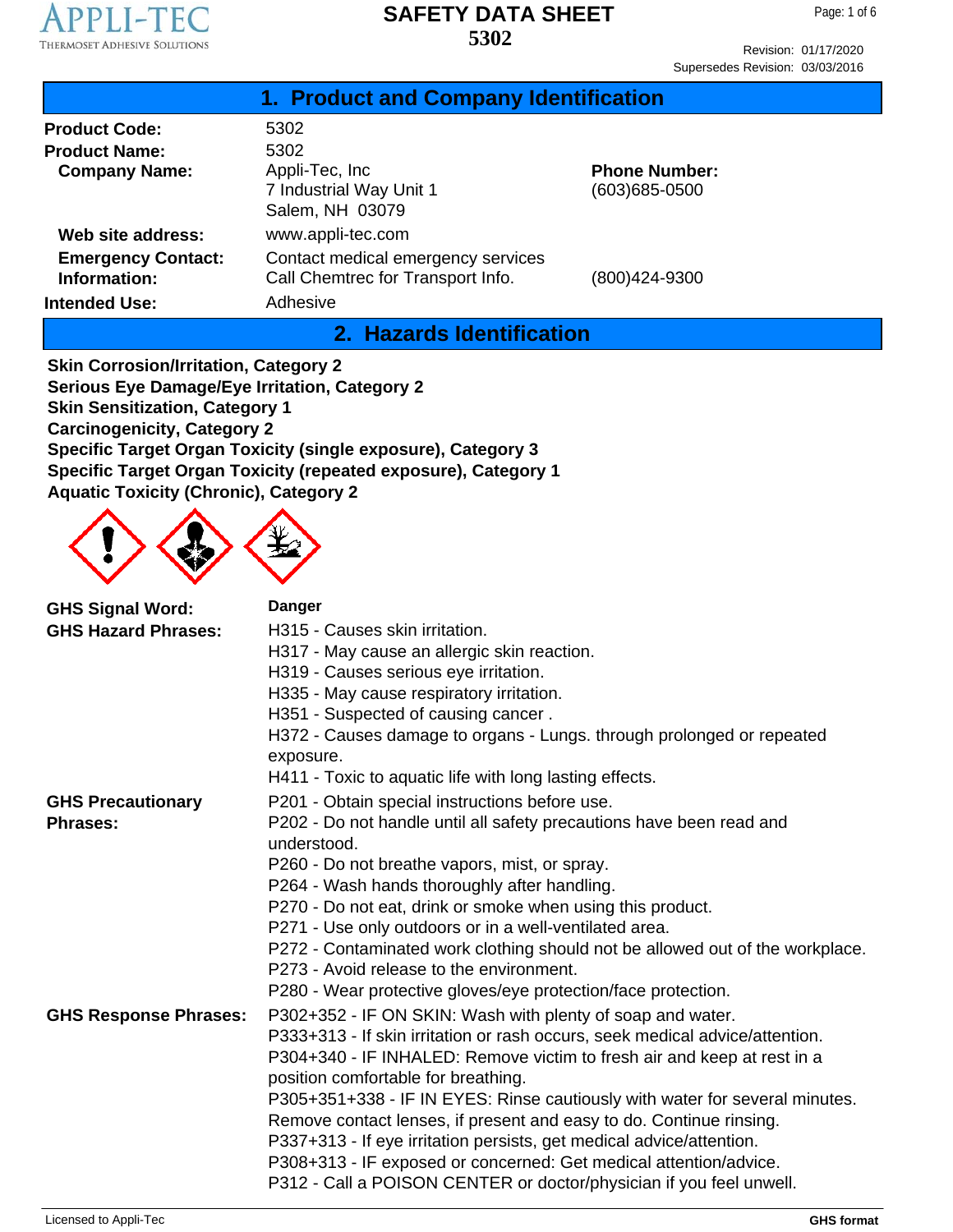# SAFETY DATA SHEET
# 5302

Revision: 01/17/2020
Supersedes Revision: 03/03/2016

## 1. Product and Company Identification

| | | |
|---|---|---|
| **Product Code:** | 5302 | |
| **Product Name:** | 5302 | |
| **Company Name:** | Appli-Tec, Inc<br>7 Industrial Way Unit 1<br>Salem, NH 03079 | **Phone Number:**<br>(603)685-0500 |
| **Web site address:** | www.appli-tec.com | |
| **Emergency Contact:**<br>**Information:** | Contact medical emergency services<br>Call Chemtrec for Transport Info. | (800)424-9300 |
| **Intended Use:** | Adhesive | |

## 2. Hazards Identification

**Skin Corrosion/Irritation, Category 2**
**Serious Eye Damage/Eye Irritation, Category 2**
**Skin Sensitization, Category 1**
**Carcinogenicity, Category 2**
**Specific Target Organ Toxicity (single exposure), Category 3**
**Specific Target Organ Toxicity (repeated exposure), Category 1**
**Aquatic Toxicity (Chronic), Category 2**

**GHS Signal Word:** **Danger**

**GHS Hazard Phrases:**
- H315 - Causes skin irritation.
- H317 - May cause an allergic skin reaction.
- H319 - Causes serious eye irritation.
- H335 - May cause respiratory irritation.
- H351 - Suspected of causing cancer .
- H372 - Causes damage to organs - Lungs. through prolonged or repeated exposure.
- H411 - Toxic to aquatic life with long lasting effects.

**GHS Precautionary Phrases:**
- P201 - Obtain special instructions before use.
- P202 - Do not handle until all safety precautions have been read and understood.
- P260 - Do not breathe vapors, mist, or spray.
- P264 - Wash hands thoroughly after handling.
- P270 - Do not eat, drink or smoke when using this product.
- P271 - Use only outdoors or in a well-ventilated area.
- P272 - Contaminated work clothing should not be allowed out of the workplace.
- P273 - Avoid release to the environment.
- P280 - Wear protective gloves/eye protection/face protection.

**GHS Response Phrases:**
- P302+352 - IF ON SKIN: Wash with plenty of soap and water.
- P333+313 - If skin irritation or rash occurs, seek medical advice/attention.
- P304+340 - IF INHALED: Remove victim to fresh air and keep at rest in a position comfortable for breathing.
- P305+351+338 - IF IN EYES: Rinse cautiously with water for several minutes. Remove contact lenses, if present and easy to do. Continue rinsing.
- P337+313 - If eye irritation persists, get medical advice/attention.
- P308+313 - IF exposed or concerned: Get medical attention/advice.
- P312 - Call a POISON CENTER or doctor/physician if you feel unwell.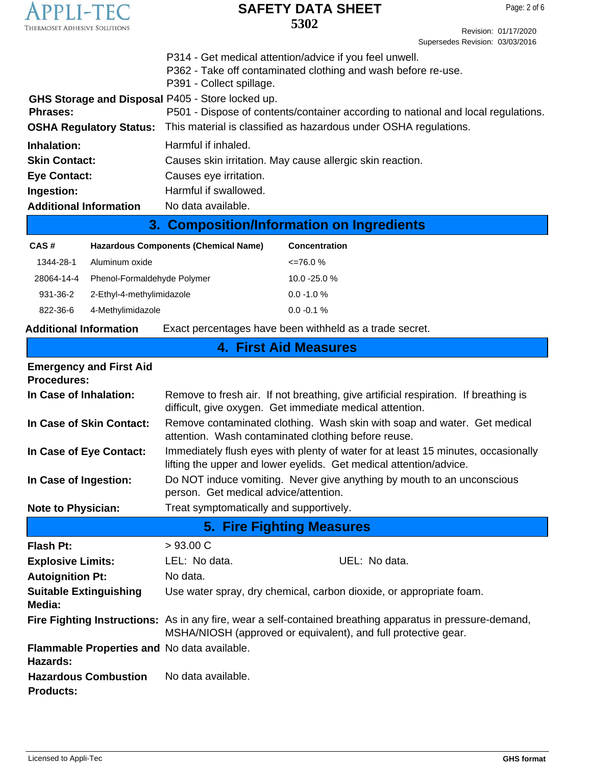P314 - Get medical attention/advice if you feel unwell.
P362 - Take off contaminated clothing and wash before re-use.
P391 - Collect spillage.

**GHS Storage and Disposal Phrases:** P405 - Store locked up.
P501 - Dispose of contents/container according to national and local regulations.

**OSHA Regulatory Status:** This material is classified as hazardous under OSHA regulations.

**Inhalation:** Harmful if inhaled.

**Skin Contact:** Causes skin irritation. May cause allergic skin reaction.

**Eye Contact:** Causes eye irritation.

**Ingestion:** Harmful if swallowed.

**Additional Information** No data available.

## 3. Composition/Information on Ingredients

| CAS # | Hazardous Components (Chemical Name) | Concentration |
|---|---|---|
| 1344-28-1 | Aluminum oxide | <=76.0 % |
| 28064-14-4 | Phenol-Formaldehyde Polymer | 10.0 -25.0 % |
| 931-36-2 | 2-Ethyl-4-methylimidazole | 0.0 -1.0 % |
| 822-36-6 | 4-Methylimidazole | 0.0 -0.1 % |

**Additional Information** Exact percentages have been withheld as a trade secret.

## 4. First Aid Measures

**Emergency and First Aid Procedures:**

**In Case of Inhalation:** Remove to fresh air. If not breathing, give artificial respiration. If breathing is difficult, give oxygen. Get immediate medical attention.

**In Case of Skin Contact:** Remove contaminated clothing. Wash skin with soap and water. Get medical attention. Wash contaminated clothing before reuse.

**In Case of Eye Contact:** Immediately flush eyes with plenty of water for at least 15 minutes, occasionally lifting the upper and lower eyelids. Get medical attention/advice.

**In Case of Ingestion:** Do NOT induce vomiting. Never give anything by mouth to an unconscious person. Get medical advice/attention.

**Note to Physician:** Treat symptomatically and supportively.

## 5. Fire Fighting Measures

**Flash Pt:** > 93.00 C

**Explosive Limits:** LEL: No data. UEL: No data.

**Autoignition Pt:** No data.

**Suitable Extinguishing Media:** Use water spray, dry chemical, carbon dioxide, or appropriate foam.

**Fire Fighting Instructions:** As in any fire, wear a self-contained breathing apparatus in pressure-demand, MSHA/NIOSH (approved or equivalent), and full protective gear.

**Flammable Properties and Hazards:** No data available.

**Hazardous Combustion Products:** No data available.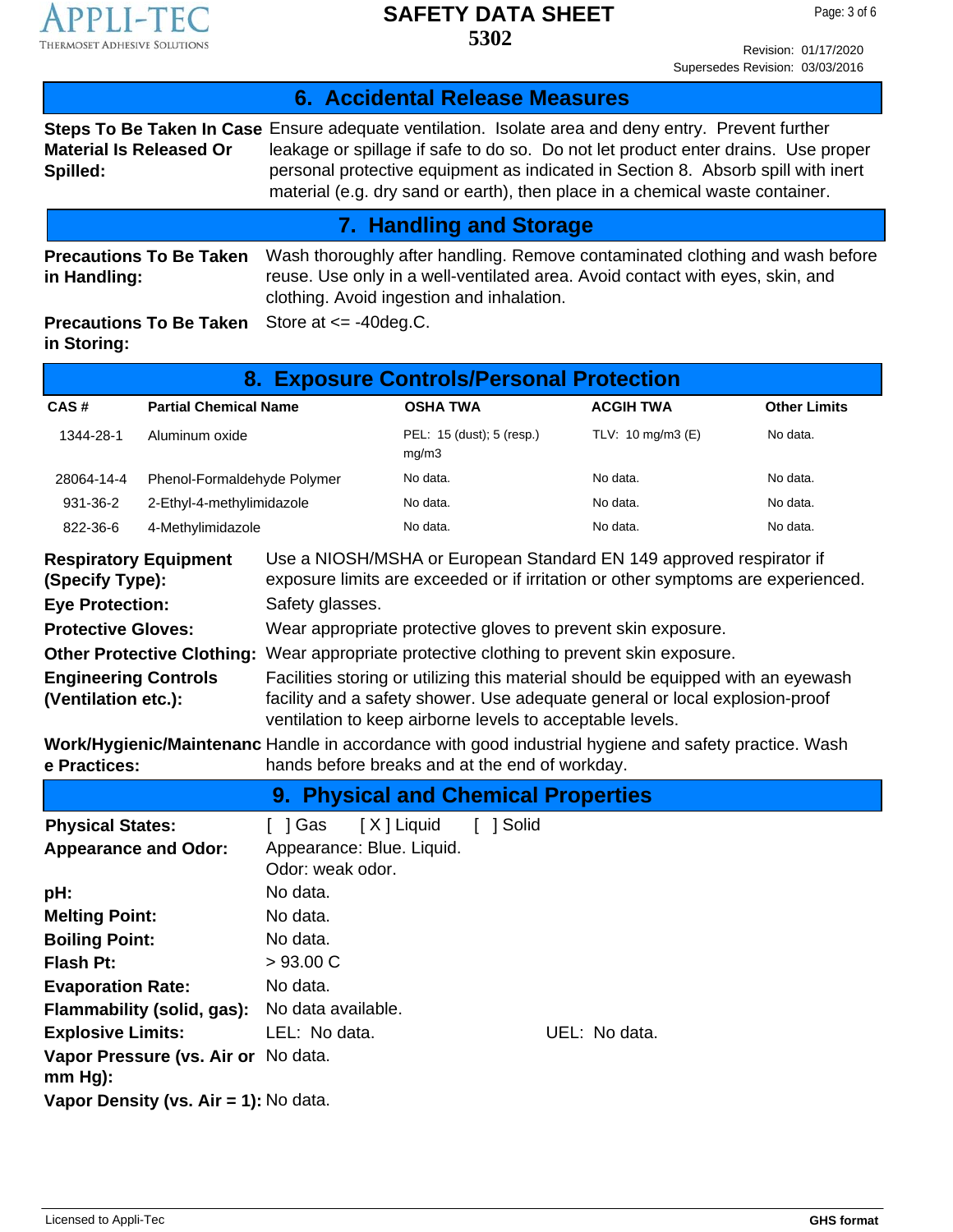## 6. Accidental Release Measures

**Steps To Be Taken In Case Material Is Released Or Spilled:** Ensure adequate ventilation. Isolate area and deny entry. Prevent further leakage or spillage if safe to do so. Do not let product enter drains. Use proper personal protective equipment as indicated in Section 8. Absorb spill with inert material (e.g. dry sand or earth), then place in a chemical waste container.

## 7. Handling and Storage

**Precautions To Be Taken in Handling:** Wash thoroughly after handling. Remove contaminated clothing and wash before reuse. Use only in a well-ventilated area. Avoid contact with eyes, skin, and clothing. Avoid ingestion and inhalation.

**Precautions To Be Taken in Storing:** Store at <= -40deg.C.

## 8. Exposure Controls/Personal Protection

| CAS # | Partial Chemical Name | OSHA TWA | ACGIH TWA | Other Limits |
|---|---|---|---|---|
| 1344-28-1 | Aluminum oxide | PEL: 15 (dust); 5 (resp.) mg/m3 | TLV: 10 mg/m3 (E) | No data. |
| 28064-14-4 | Phenol-Formaldehyde Polymer | No data. | No data. | No data. |
| 931-36-2 | 2-Ethyl-4-methylimidazole | No data. | No data. | No data. |
| 822-36-6 | 4-Methylimidazole | No data. | No data. | No data. |

**Respiratory Equipment (Specify Type):** Use a NIOSH/MSHA or European Standard EN 149 approved respirator if exposure limits are exceeded or if irritation or other symptoms are experienced.

**Eye Protection:** Safety glasses.

**Protective Gloves:** Wear appropriate protective gloves to prevent skin exposure.

**Other Protective Clothing:** Wear appropriate protective clothing to prevent skin exposure.

**Engineering Controls (Ventilation etc.):** Facilities storing or utilizing this material should be equipped with an eyewash facility and a safety shower. Use adequate general or local explosion-proof ventilation to keep airborne levels to acceptable levels.

**Work/Hygienic/Maintenance Practices:** Handle in accordance with good industrial hygiene and safety practice. Wash hands before breaks and at the end of workday.

## 9. Physical and Chemical Properties

**Physical States:** [ ] Gas [ X ] Liquid [ ] Solid

**Appearance and Odor:** Appearance: Blue. Liquid.
Odor: weak odor.

**pH:** No data.

**Melting Point:** No data.

**Boiling Point:** No data.

**Flash Pt:** > 93.00 C

**Evaporation Rate:** No data.

**Flammability (solid, gas):** No data available.

**Explosive Limits:** LEL: No data. UEL: No data.

**Vapor Pressure (vs. Air or mm Hg):** No data.

**Vapor Density (vs. Air = 1):** No data.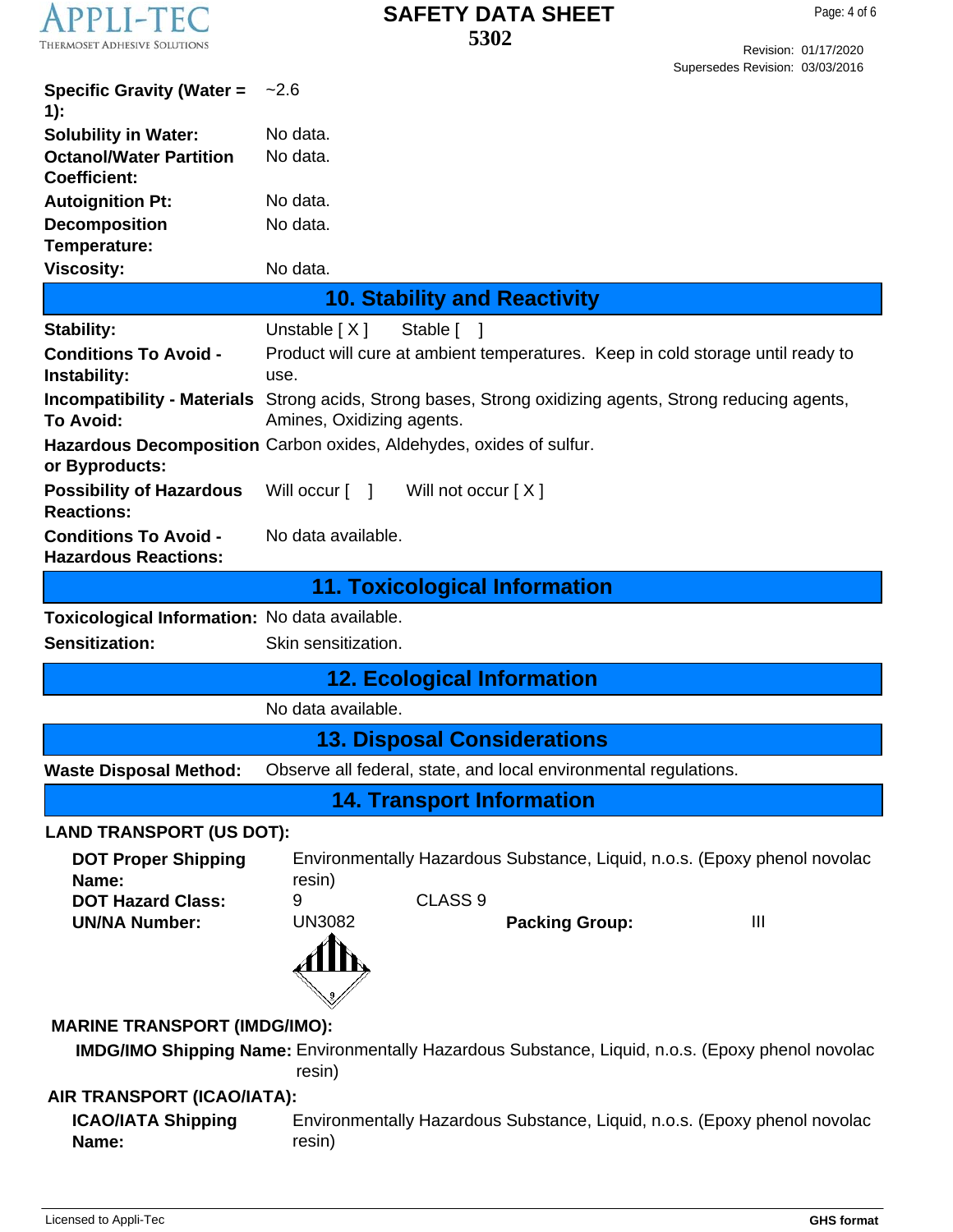| | |
|---|---|
| **Specific Gravity (Water = 1):** | ~2.6 |
| **Solubility in Water:** | No data. |
| **Octanol/Water Partition Coefficient:** | No data. |
| **Autoignition Pt:** | No data. |
| **Decomposition Temperature:** | No data. |
| **Viscosity:** | No data. |

## 10. Stability and Reactivity

| | |
|---|---|
| **Stability:** | Unstable [ X ]    Stable [  ] |
| **Conditions To Avoid - Instability:** | Product will cure at ambient temperatures. Keep in cold storage until ready to use. |
| **Incompatibility - Materials To Avoid:** | Strong acids, Strong bases, Strong oxidizing agents, Strong reducing agents, Amines, Oxidizing agents. |
| **Hazardous Decomposition or Byproducts:** | Carbon oxides, Aldehydes, oxides of sulfur. |
| **Possibility of Hazardous Reactions:** | Will occur [  ]    Will not occur [ X ] |
| **Conditions To Avoid - Hazardous Reactions:** | No data available. |

## 11. Toxicological Information

| | |
|---|---|
| **Toxicological Information:** | No data available. |
| **Sensitization:** | Skin sensitization. |

## 12. Ecological Information

No data available.

## 13. Disposal Considerations

**Waste Disposal Method:** Observe all federal, state, and local environmental regulations.

## 14. Transport Information

**LAND TRANSPORT (US DOT):**

| | |
|---|---|
| **DOT Proper Shipping Name:** | Environmentally Hazardous Substance, Liquid, n.o.s. (Epoxy phenol novolac resin) |
| **DOT Hazard Class:** | 9    CLASS 9 |
| **UN/NA Number:** | UN3082    **Packing Group:** III |

**MARINE TRANSPORT (IMDG/IMO):**

**IMDG/IMO Shipping Name:** Environmentally Hazardous Substance, Liquid, n.o.s. (Epoxy phenol novolac resin)

**AIR TRANSPORT (ICAO/IATA):**

**ICAO/IATA Shipping Name:** Environmentally Hazardous Substance, Liquid, n.o.s. (Epoxy phenol novolac resin)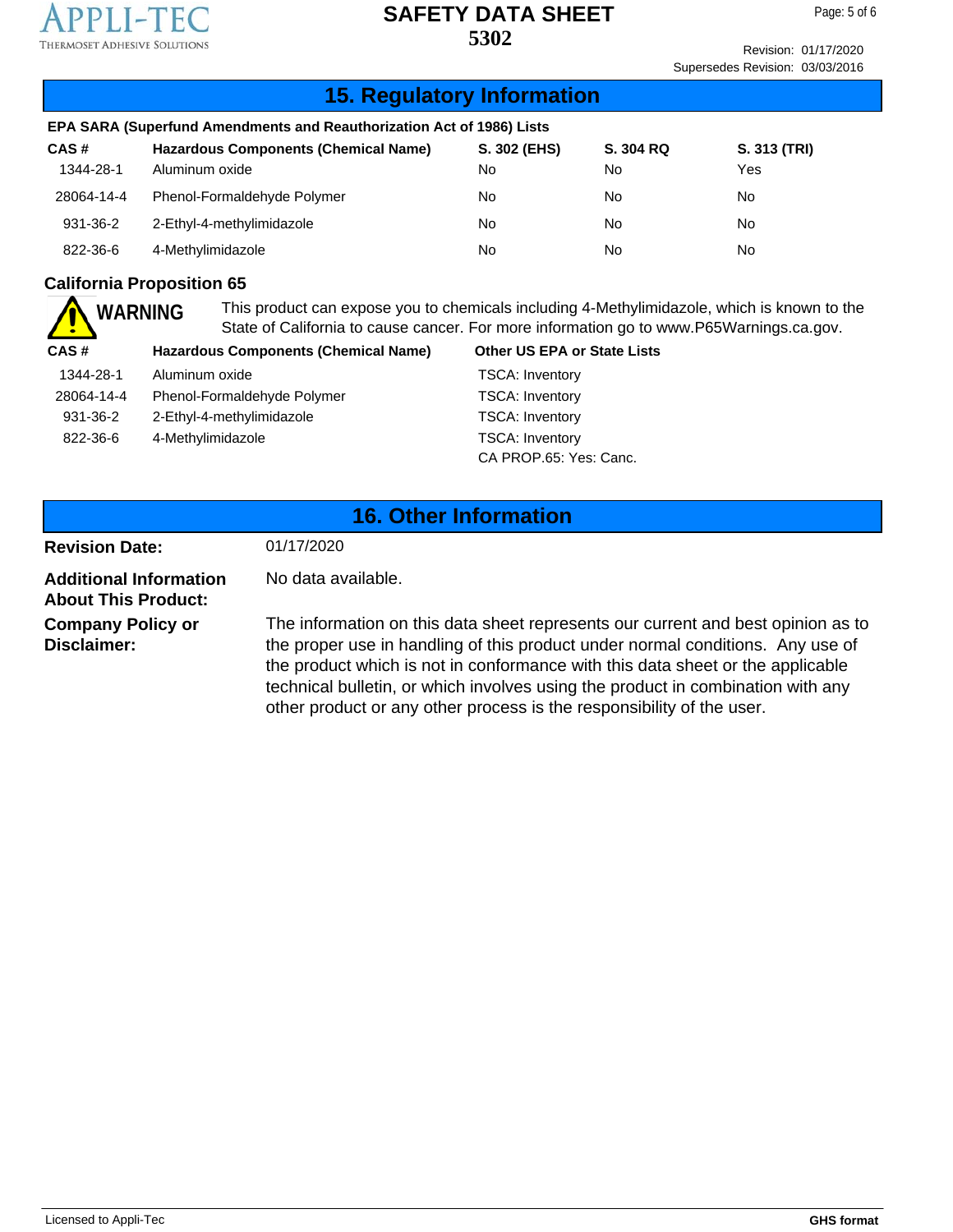## 15. Regulatory Information

**EPA SARA (Superfund Amendments and Reauthorization Act of 1986) Lists**

| CAS # | Hazardous Components (Chemical Name) | S. 302 (EHS) | S. 304 RQ | S. 313 (TRI) |
|---|---|---|---|---|
| 1344-28-1 | Aluminum oxide | No | No | Yes |
| 28064-14-4 | Phenol-Formaldehyde Polymer | No | No | No |
| 931-36-2 | 2-Ethyl-4-methylimidazole | No | No | No |
| 822-36-6 | 4-Methylimidazole | No | No | No |

**California Proposition 65**

**WARNING** This product can expose you to chemicals including 4-Methylimidazole, which is known to the State of California to cause cancer. For more information go to www.P65Warnings.ca.gov.

| CAS # | Hazardous Components (Chemical Name) | Other US EPA or State Lists |
|---|---|---|
| 1344-28-1 | Aluminum oxide | TSCA: Inventory |
| 28064-14-4 | Phenol-Formaldehyde Polymer | TSCA: Inventory |
| 931-36-2 | 2-Ethyl-4-methylimidazole | TSCA: Inventory |
| 822-36-6 | 4-Methylimidazole | TSCA: Inventory<br>CA PROP.65: Yes: Canc. |

## 16. Other Information

**Revision Date:** 01/17/2020

**Additional Information About This Product:** No data available.

**Company Policy or Disclaimer:** The information on this data sheet represents our current and best opinion as to the proper use in handling of this product under normal conditions. Any use of the product which is not in conformance with this data sheet or the applicable technical bulletin, or which involves using the product in combination with any other product or any other process is the responsibility of the user.